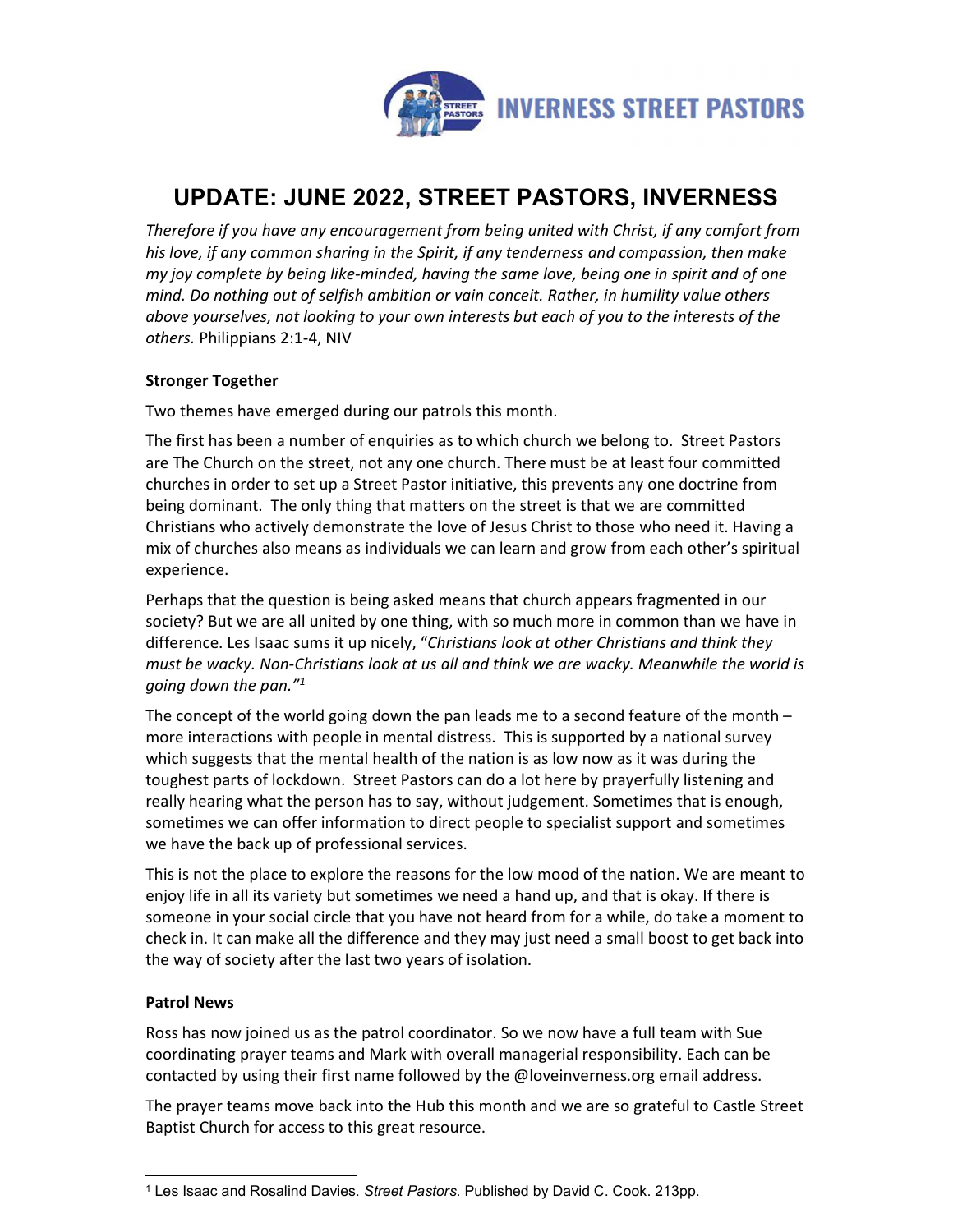INVERNESS STREET PASTORS

# UPDATE: JUNE 2022, STREET PASTORS, INVERNESS

*Therefore if you have any encouragement from being united with Christ, if any comfort from his love, if any common sharing in the Spirit, if any tenderness and compassion, then make my joy complete by being like-minded, having the same love, being one in spirit and of one mind. Do nothing out of selfish ambition or vain conceit. Rather, in humility value others above yourselves, not looking to your own interests but each of you to the interests of the others.* Philippians 2:1-4, NIV

**Stronger Together**

Two themes have emerged during our patrols this month.

The first has been a number of enquiries as to which church we belong to. Street Pastors are The Church on the street, not any one church. There must be at least four committed churches in order to set up a Street Pastor initiative, this prevents any one doctrine from being dominant. The only thing that matters on the street is that we are committed Christians who actively demonstrate the love of Jesus Christ to those who need it. Having a mix of churches also means as individuals we can learn and grow from each other's spiritual experience.

Perhaps that the question is being asked means that church appears fragmented in our society? But we are all united by one thing, with so much more in common than we have in difference. Les Isaac sums it up nicely, "*Christians look at other Christians and think they must be wacky. Non-Christians look at us all and think we are wacky. Meanwhile the world is going down the pan."*[1]

The concept of the world going down the pan leads me to a second feature of the month – more interactions with people in mental distress. This is supported by a national survey which suggests that the mental health of the nation is as low now as it was during the toughest parts of lockdown. Street Pastors can do a lot here by prayerfully listening and really hearing what the person has to say, without judgement. Sometimes that is enough, sometimes we can offer information to direct people to specialist support and sometimes we have the back up of professional services.

This is not the place to explore the reasons for the low mood of the nation. We are meant to enjoy life in all its variety but sometimes we need a hand up, and that is okay. If there is someone in your social circle that you have not heard from for a while, do take a moment to check in. It can make all the difference and they may just need a small boost to get back into the way of society after the last two years of isolation.

**Patrol News**

Ross has now joined us as the patrol coordinator. So we now have a full team with Sue coordinating prayer teams and Mark with overall managerial responsibility. Each can be contacted by using their first name followed by the @loveinverness.org email address.

The prayer teams move back into the Hub this month and we are so grateful to Castle Street Baptist Church for access to this great resource.

---

[1] Les Isaac and Rosalind Davies. *Street Pastors*. Published by David C. Cook. 213pp.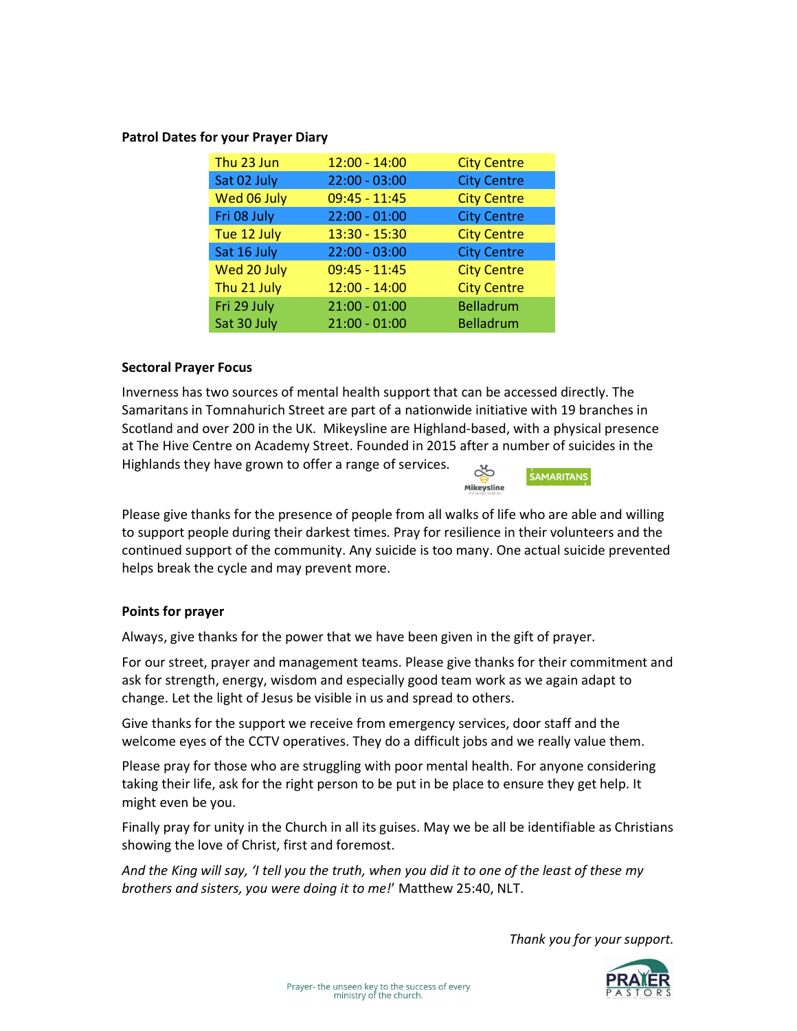**Patrol Dates for your Prayer Diary**

| | | |
|---|---|---|
| Thu 23 Jun | 12:00 - 14:00 | City Centre |
| Sat 02 July | 22:00 - 03:00 | City Centre |
| Wed 06 July | 09:45 - 11:45 | City Centre |
| Fri 08 July | 22:00 - 01:00 | City Centre |
| Tue 12 July | 13:30 - 15:30 | City Centre |
| Sat 16 July | 22:00 - 03:00 | City Centre |
| Wed 20 July | 09:45 - 11:45 | City Centre |
| Thu 21 July | 12:00 - 14:00 | City Centre |
| Fri 29 July | 21:00 - 01:00 | Belladrum |
| Sat 30 July | 21:00 - 01:00 | Belladrum |

**Sectoral Prayer Focus**

Inverness has two sources of mental health support that can be accessed directly. The Samaritans in Tomnahurich Street are part of a nationwide initiative with 19 branches in Scotland and over 200 in the UK. Mikeysline are Highland-based, with a physical presence at The Hive Centre on Academy Street. Founded in 2015 after a number of suicides in the Highlands they have grown to offer a range of services.

Mikeysline SAMARITANS

Please give thanks for the presence of people from all walks of life who are able and willing to support people during their darkest times. Pray for resilience in their volunteers and the continued support of the community. Any suicide is too many. One actual suicide prevented helps break the cycle and may prevent more.

**Points for prayer**

Always, give thanks for the power that we have been given in the gift of prayer.

For our street, prayer and management teams. Please give thanks for their commitment and ask for strength, energy, wisdom and especially good team work as we again adapt to change. Let the light of Jesus be visible in us and spread to others.

Give thanks for the support we receive from emergency services, door staff and the welcome eyes of the CCTV operatives. They do a difficult jobs and we really value them.

Please pray for those who are struggling with poor mental health. For anyone considering taking their life, ask for the right person to be put in be place to ensure they get help. It might even be you.

Finally pray for unity in the Church in all its guises. May we be all be identifiable as Christians showing the love of Christ, first and foremost.

*And the King will say, 'I tell you the truth, when you did it to one of the least of these my brothers and sisters, you were doing it to me!'* Matthew 25:40, NLT.

*Thank you for your support.*

Prayer- the unseen key to the success of every ministry of the church.

PRAYER PASTORS